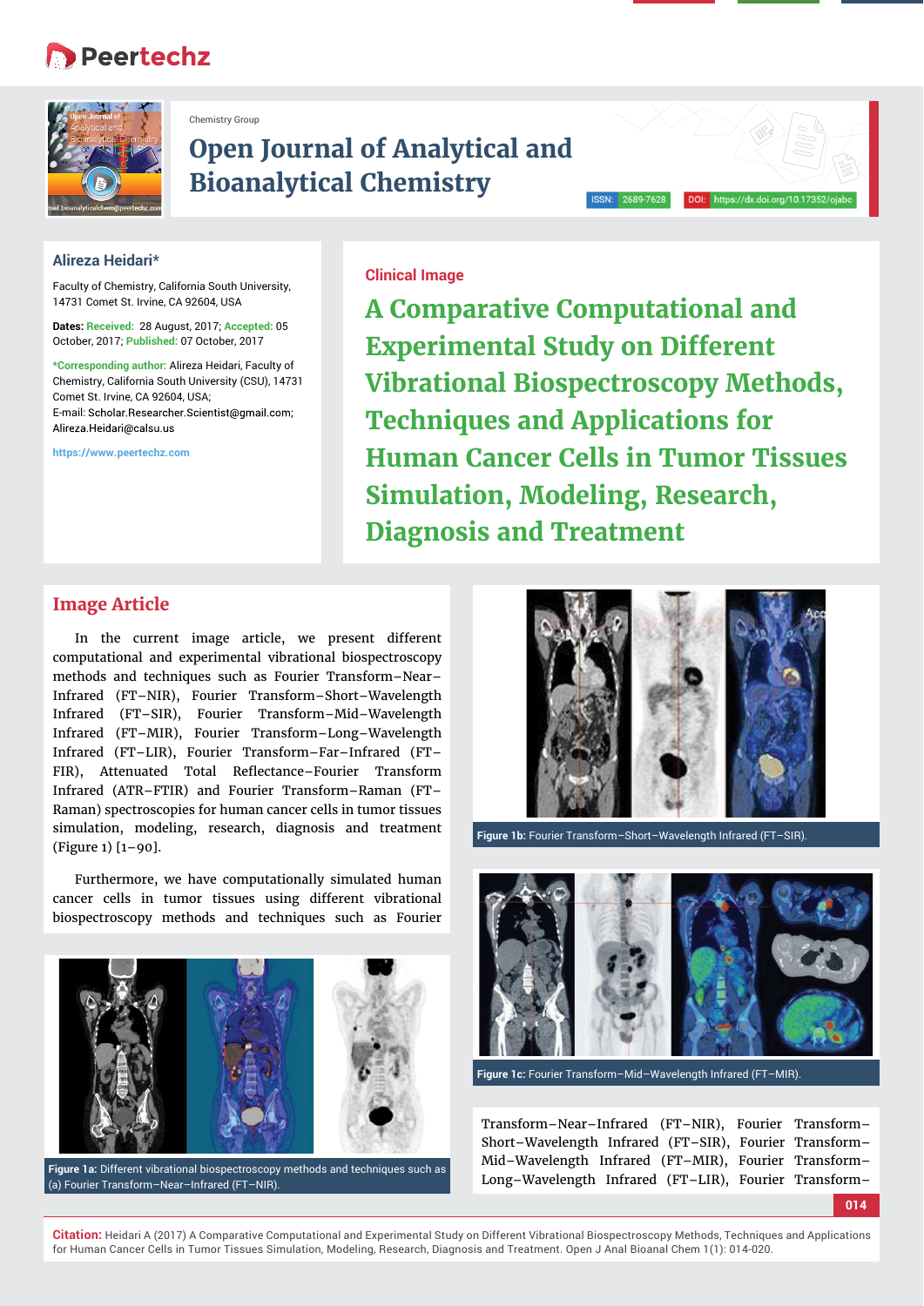Chemistry Group

# Open Journal of Analytical and Bioanalytical Chemistry

ISSN: 2689-7628 DOI: https://dx.doi.org/10.17352/ojabc

**Alireza Heidari***

Faculty of Chemistry, California South University, 14731 Comet St. Irvine, CA 92604, USA

**Dates: Received:** 28 August, 2017; **Accepted:** 05 October, 2017; **Published:** 07 October, 2017

***Corresponding author:** Alireza Heidari, Faculty of Chemistry, California South University (CSU), 14731 Comet St. Irvine, CA 92604, USA;
E-mail: Scholar.Researcher.Scientist@gmail.com; Alireza.Heidari@calsu.us

https://www.peertechz.com

**Clinical Image**

# A Comparative Computational and Experimental Study on Different Vibrational Biospectroscopy Methods, Techniques and Applications for Human Cancer Cells in Tumor Tissues Simulation, Modeling, Research, Diagnosis and Treatment

## Image Article

In the current image article, we present different computational and experimental vibrational biospectroscopy methods and techniques such as Fourier Transform–Near–Infrared (FT–NIR), Fourier Transform–Short–Wavelength Infrared (FT–SIR), Fourier Transform–Mid–Wavelength Infrared (FT–MIR), Fourier Transform–Long–Wavelength Infrared (FT–LIR), Fourier Transform–Far–Infrared (FT–FIR), Attenuated Total Reflectance–Fourier Transform Infrared (ATR–FTIR) and Fourier Transform–Raman (FT–Raman) spectroscopies for human cancer cells in tumor tissues simulation, modeling, research, diagnosis and treatment (Figure 1) [1–90].

Furthermore, we have computationally simulated human cancer cells in tumor tissues using different vibrational biospectroscopy methods and techniques such as Fourier Transform–Near–Infrared (FT–NIR), Fourier Transform–Short–Wavelength Infrared (FT–SIR), Fourier Transform–Mid–Wavelength Infrared (FT–MIR), Fourier Transform–Long–Wavelength Infrared (FT–LIR), Fourier Transform–

**Figure 1a:** Different vibrational biospectroscopy methods and techniques such as (a) Fourier Transform–Near–Infrared (FT–NIR).

**Figure 1b:** Fourier Transform–Short–Wavelength Infrared (FT–SIR).

**Figure 1c:** Fourier Transform–Mid–Wavelength Infrared (FT–MIR).

**Citation:** Heidari A (2017) A Comparative Computational and Experimental Study on Different Vibrational Biospectroscopy Methods, Techniques and Applications for Human Cancer Cells in Tumor Tissues Simulation, Modeling, Research, Diagnosis and Treatment. Open J Anal Bioanal Chem 1(1): 014-020.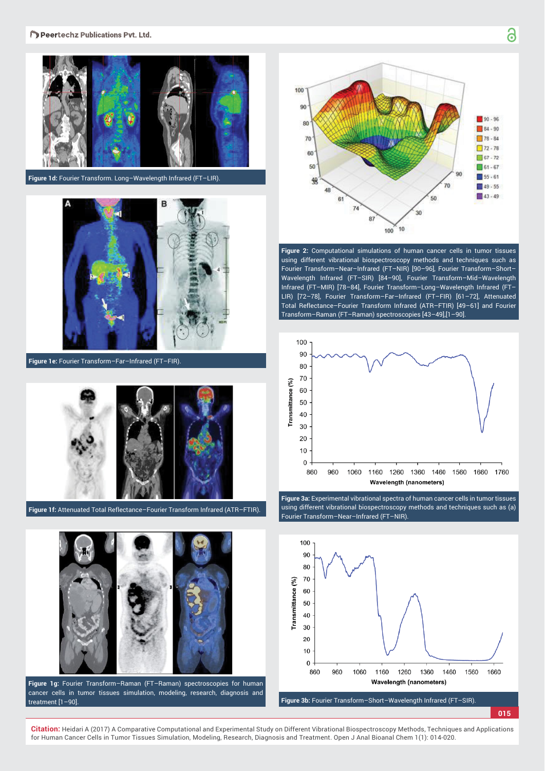Figure 1d: Fourier Transform. Long–Wavelength Infrared (FT–LIR).

Figure 1e: Fourier Transform–Far–Infrared (FT–FIR).

Figure 1f: Attenuated Total Reflectance–Fourier Transform Infrared (ATR–FTIR).

Figure 1g: Fourier Transform–Raman (FT–Raman) spectroscopies for human cancer cells in tumor tissues simulation, modeling, research, diagnosis and treatment [1–90].

Figure 2: Computational simulations of human cancer cells in tumor tissues using different vibrational biospectroscopy methods and techniques such as Fourier Transform–Near–Infrared (FT–NIR) [90–96], Fourier Transform–Short–Wavelength Infrared (FT–SIR) [84–90], Fourier Transform–Mid–Wavelength Infrared (FT–MIR) [78–84], Fourier Transform–Long–Wavelength Infrared (FT–LIR) [72–78], Fourier Transform–Far–Infrared (FT–FIR) [61–72], Attenuated Total Reflectance–Fourier Transform Infrared (ATR–FTIR) [49–61] and Fourier Transform–Raman (FT–Raman) spectroscopies [43–49],[1–90].

Figure 3a: Experimental vibrational spectra of human cancer cells in tumor tissues using different vibrational biospectroscopy methods and techniques such as (a) Fourier Transform–Near–Infrared (FT–NIR).

Figure 3b: Fourier Transform–Short–Wavelength Infrared (FT–SIR).

**Citation:** Heidari A (2017) A Comparative Computational and Experimental Study on Different Vibrational Biospectroscopy Methods, Techniques and Applications for Human Cancer Cells in Tumor Tissues Simulation, Modeling, Research, Diagnosis and Treatment. Open J Anal Bioanal Chem 1(1): 014-020.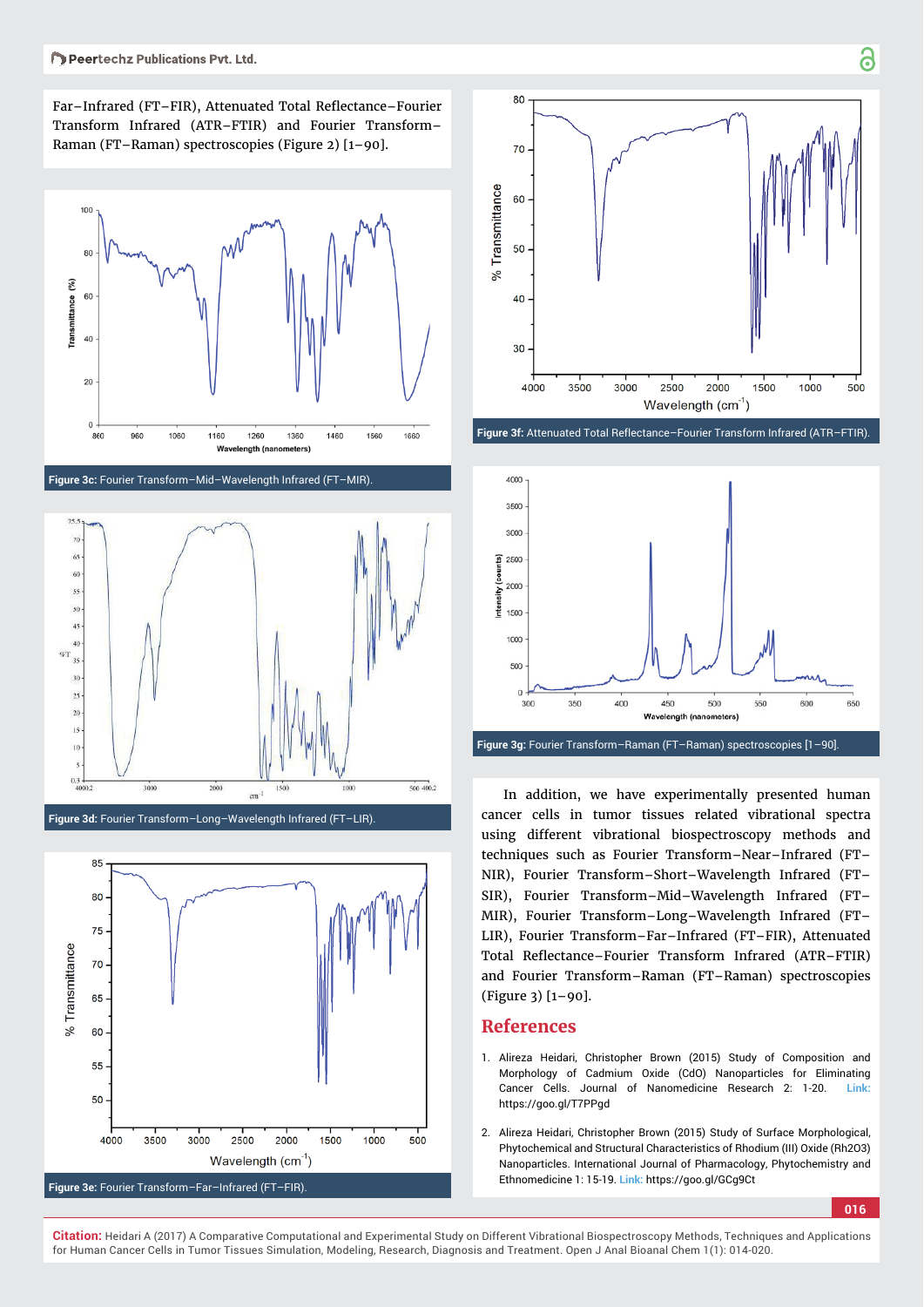Far–Infrared (FT–FIR), Attenuated Total Reflectance–Fourier Transform Infrared (ATR–FTIR) and Fourier Transform–Raman (FT–Raman) spectroscopies (Figure 2) [1–90].

**Figure 3c:** Fourier Transform–Mid–Wavelength Infrared (FT–MIR).

**Figure 3d:** Fourier Transform–Long–Wavelength Infrared (FT–LIR).

**Figure 3e:** Fourier Transform–Far–Infrared (FT–FIR).

**Figure 3f:** Attenuated Total Reflectance–Fourier Transform Infrared (ATR–FTIR).

**Figure 3g:** Fourier Transform–Raman (FT–Raman) spectroscopies [1–90].

In addition, we have experimentally presented human cancer cells in tumor tissues related vibrational spectra using different vibrational biospectroscopy methods and techniques such as Fourier Transform–Near–Infrared (FT–NIR), Fourier Transform–Short–Wavelength Infrared (FT–SIR), Fourier Transform–Mid–Wavelength Infrared (FT–MIR), Fourier Transform–Long–Wavelength Infrared (FT–LIR), Fourier Transform–Far–Infrared (FT–FIR), Attenuated Total Reflectance–Fourier Transform Infrared (ATR–FTIR) and Fourier Transform–Raman (FT–Raman) spectroscopies (Figure 3) [1–90].

## References

1. Alireza Heidari, Christopher Brown (2015) Study of Composition and Morphology of Cadmium Oxide (CdO) Nanoparticles for Eliminating Cancer Cells. Journal of Nanomedicine Research 2: 1-20. Link: https://goo.gl/T7PPgd

2. Alireza Heidari, Christopher Brown (2015) Study of Surface Morphological, Phytochemical and Structural Characteristics of Rhodium (III) Oxide ($Rh_2O_3$) Nanoparticles. International Journal of Pharmacology, Phytochemistry and Ethnomedicine 1: 15-19. Link: https://goo.gl/GCg9Ct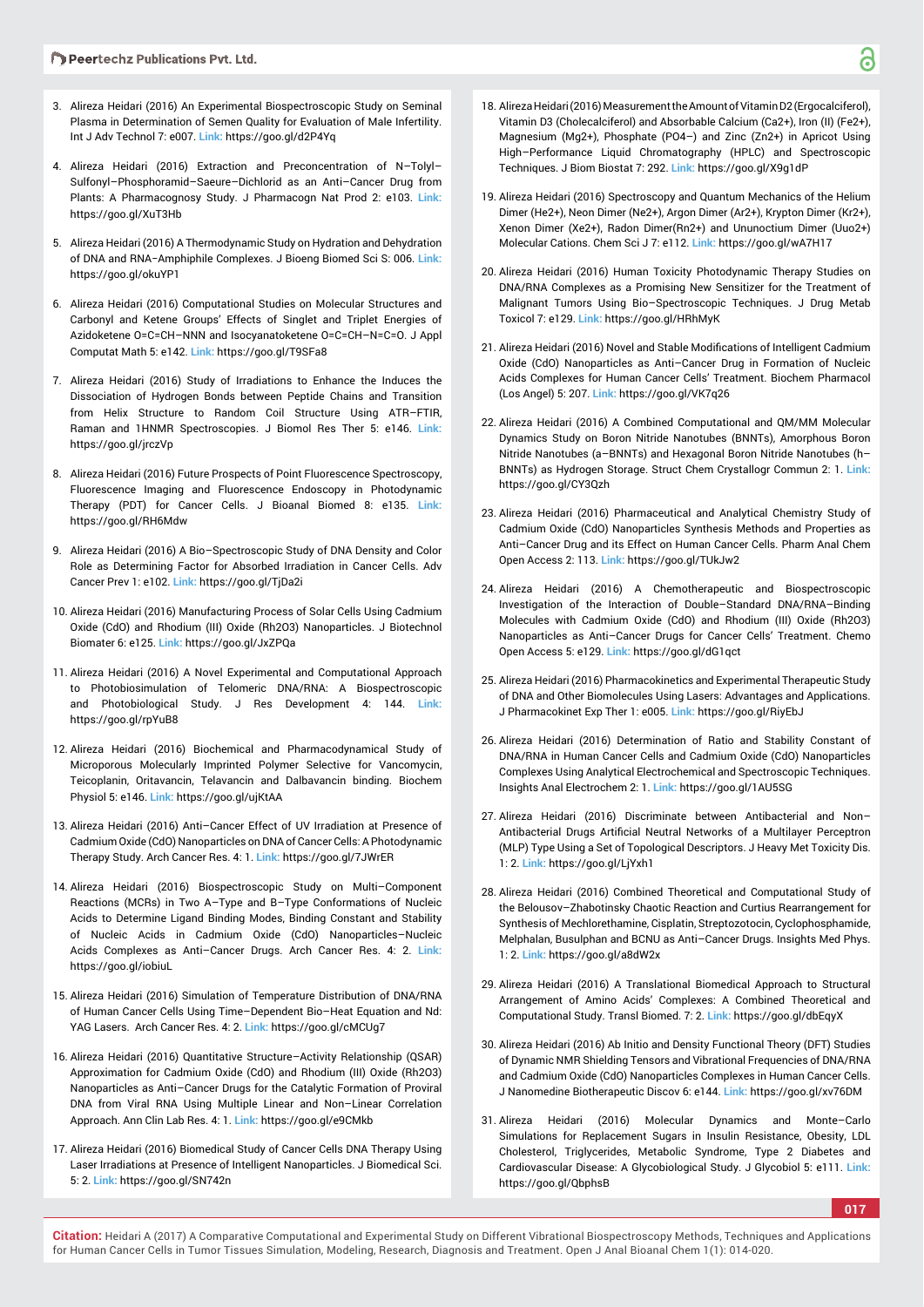3. Alireza Heidari (2016) An Experimental Biospectroscopic Study on Seminal Plasma in Determination of Semen Quality for Evaluation of Male Infertility. Int J Adv Technol 7: e007. Link: https://goo.gl/d2P4Yq

4. Alireza Heidari (2016) Extraction and Preconcentration of N–Tolyl–Sulfonyl–Phosphoramid–Saeure–Dichlorid as an Anti–Cancer Drug from Plants: A Pharmacognosy Study. J Pharmacogn Nat Prod 2: e103. Link: https://goo.gl/XuT3Hb

5. Alireza Heidari (2016) A Thermodynamic Study on Hydration and Dehydration of DNA and RNA–Amphiphile Complexes. J Bioeng Biomed Sci S: 006. Link: https://goo.gl/okuYP1

6. Alireza Heidari (2016) Computational Studies on Molecular Structures and Carbonyl and Ketene Groups' Effects of Singlet and Triplet Energies of Azidoketene O=C=CH–NNN and Isocyanatoketene O=C=CH–N=C=O. J Appl Computat Math 5: e142. Link: https://goo.gl/T9SFa8

7. Alireza Heidari (2016) Study of Irradiations to Enhance the Induces the Dissociation of Hydrogen Bonds between Peptide Chains and Transition from Helix Structure to Random Coil Structure Using ATR–FTIR, Raman and 1HNMR Spectroscopies. J Biomol Res Ther 5: e146. Link: https://goo.gl/jrczVp

8. Alireza Heidari (2016) Future Prospects of Point Fluorescence Spectroscopy, Fluorescence Imaging and Fluorescence Endoscopy in Photodynamic Therapy (PDT) for Cancer Cells. J Bioanal Biomed 8: e135. Link: https://goo.gl/RH6Mdw

9. Alireza Heidari (2016) A Bio–Spectroscopic Study of DNA Density and Color Role as Determining Factor for Absorbed Irradiation in Cancer Cells. Adv Cancer Prev 1: e102. Link: https://goo.gl/TjDa2i

10. Alireza Heidari (2016) Manufacturing Process of Solar Cells Using Cadmium Oxide (CdO) and Rhodium (III) Oxide (Rh2O3) Nanoparticles. J Biotechnol Biomater 6: e125. Link: https://goo.gl/JxZPQa

11. Alireza Heidari (2016) A Novel Experimental and Computational Approach to Photobiosimulation of Telomeric DNA/RNA: A Biospectroscopic and Photobiological Study. J Res Development 4: 144. Link: https://goo.gl/rpYuB8

12. Alireza Heidari (2016) Biochemical and Pharmacodynamical Study of Microporous Molecularly Imprinted Polymer Selective for Vancomycin, Teicoplanin, Oritavancin, Telavancin and Dalbavancin binding. Biochem Physiol 5: e146. Link: https://goo.gl/ujKtAA

13. Alireza Heidari (2016) Anti–Cancer Effect of UV Irradiation at Presence of Cadmium Oxide (CdO) Nanoparticles on DNA of Cancer Cells: A Photodynamic Therapy Study. Arch Cancer Res. 4: 1. Link: https://goo.gl/7JWrER

14. Alireza Heidari (2016) Biospectroscopic Study on Multi–Component Reactions (MCRs) in Two A–Type and B–Type Conformations of Nucleic Acids to Determine Ligand Binding Modes, Binding Constant and Stability of Nucleic Acids in Cadmium Oxide (CdO) Nanoparticles–Nucleic Acids Complexes as Anti–Cancer Drugs. Arch Cancer Res. 4: 2. Link: https://goo.gl/iobiuL

15. Alireza Heidari (2016) Simulation of Temperature Distribution of DNA/RNA of Human Cancer Cells Using Time–Dependent Bio–Heat Equation and Nd: YAG Lasers. Arch Cancer Res. 4: 2. Link: https://goo.gl/cMCUg7

16. Alireza Heidari (2016) Quantitative Structure–Activity Relationship (QSAR) Approximation for Cadmium Oxide (CdO) and Rhodium (III) Oxide (Rh2O3) Nanoparticles as Anti–Cancer Drugs for the Catalytic Formation of Proviral DNA from Viral RNA Using Multiple Linear and Non–Linear Correlation Approach. Ann Clin Lab Res. 4: 1. Link: https://goo.gl/e9CMkb

17. Alireza Heidari (2016) Biomedical Study of Cancer Cells DNA Therapy Using Laser Irradiations at Presence of Intelligent Nanoparticles. J Biomedical Sci. 5: 2. Link: https://goo.gl/SN742n

18. Alireza Heidari (2016) Measurement the Amount of Vitamin D2 (Ergocalciferol), Vitamin D3 (Cholecalciferol) and Absorbable Calcium (Ca2+), Iron (II) (Fe2+), Magnesium (Mg2+), Phosphate (PO4–) and Zinc (Zn2+) in Apricot Using High–Performance Liquid Chromatography (HPLC) and Spectroscopic Techniques. J Biom Biostat 7: 292. Link: https://goo.gl/X9g1dP

19. Alireza Heidari (2016) Spectroscopy and Quantum Mechanics of the Helium Dimer (He2+), Neon Dimer (Ne2+), Argon Dimer (Ar2+), Krypton Dimer (Kr2+), Xenon Dimer (Xe2+), Radon Dimer(Rn2+) and Ununoctium Dimer (Uuo2+) Molecular Cations. Chem Sci J 7: e112. Link: https://goo.gl/wA7H17

20. Alireza Heidari (2016) Human Toxicity Photodynamic Therapy Studies on DNA/RNA Complexes as a Promising New Sensitizer for the Treatment of Malignant Tumors Using Bio–Spectroscopic Techniques. J Drug Metab Toxicol 7: e129. Link: https://goo.gl/HRhMyK

21. Alireza Heidari (2016) Novel and Stable Modifications of Intelligent Cadmium Oxide (CdO) Nanoparticles as Anti–Cancer Drug in Formation of Nucleic Acids Complexes for Human Cancer Cells' Treatment. Biochem Pharmacol (Los Angel) 5: 207. Link: https://goo.gl/VK7q26

22. Alireza Heidari (2016) A Combined Computational and QM/MM Molecular Dynamics Study on Boron Nitride Nanotubes (BNNTs), Amorphous Boron Nitride Nanotubes (a–BNNTs) and Hexagonal Boron Nitride Nanotubes (h–BNNTs) as Hydrogen Storage. Struct Chem Crystallogr Commun 2: 1. Link: https://goo.gl/CY3Qzh

23. Alireza Heidari (2016) Pharmaceutical and Analytical Chemistry Study of Cadmium Oxide (CdO) Nanoparticles Synthesis Methods and Properties as Anti–Cancer Drug and its Effect on Human Cancer Cells. Pharm Anal Chem Open Access 2: 113. Link: https://goo.gl/TUkJw2

24. Alireza Heidari (2016) A Chemotherapeutic and Biospectroscopic Investigation of the Interaction of Double–Standard DNA/RNA–Binding Molecules with Cadmium Oxide (CdO) and Rhodium (III) Oxide (Rh2O3) Nanoparticles as Anti–Cancer Drugs for Cancer Cells' Treatment. Chemo Open Access 5: e129. Link: https://goo.gl/dG1qct

25. Alireza Heidari (2016) Pharmacokinetics and Experimental Therapeutic Study of DNA and Other Biomolecules Using Lasers: Advantages and Applications. J Pharmacokinet Exp Ther 1: e005. Link: https://goo.gl/RiyEbJ

26. Alireza Heidari (2016) Determination of Ratio and Stability Constant of DNA/RNA in Human Cancer Cells and Cadmium Oxide (CdO) Nanoparticles Complexes Using Analytical Electrochemical and Spectroscopic Techniques. Insights Anal Electrochem 2: 1. Link: https://goo.gl/1AU5SG

27. Alireza Heidari (2016) Discriminate between Antibacterial and Non–Antibacterial Drugs Artificial Neutral Networks of a Multilayer Perceptron (MLP) Type Using a Set of Topological Descriptors. J Heavy Met Toxicity Dis. 1: 2. Link: https://goo.gl/LjYxh1

28. Alireza Heidari (2016) Combined Theoretical and Computational Study of the Belousov–Zhabotinsky Chaotic Reaction and Curtius Rearrangement for Synthesis of Mechlorethamine, Cisplatin, Streptozotocin, Cyclophosphamide, Melphalan, Busulphan and BCNU as Anti–Cancer Drugs. Insights Med Phys. 1: 2. Link: https://goo.gl/a8dW2x

29. Alireza Heidari (2016) A Translational Biomedical Approach to Structural Arrangement of Amino Acids' Complexes: A Combined Theoretical and Computational Study. Transl Biomed. 7: 2. Link: https://goo.gl/dbEqyX

30. Alireza Heidari (2016) Ab Initio and Density Functional Theory (DFT) Studies of Dynamic NMR Shielding Tensors and Vibrational Frequencies of DNA/RNA and Cadmium Oxide (CdO) Nanoparticles Complexes in Human Cancer Cells. J Nanomedine Biotherapeutic Discov 6: e144. Link: https://goo.gl/xv76DM

31. Alireza Heidari (2016) Molecular Dynamics and Monte–Carlo Simulations for Replacement Sugars in Insulin Resistance, Obesity, LDL Cholesterol, Triglycerides, Metabolic Syndrome, Type 2 Diabetes and Cardiovascular Disease: A Glycobiological Study. J Glycobiol 5: e111. Link: https://goo.gl/QbphsB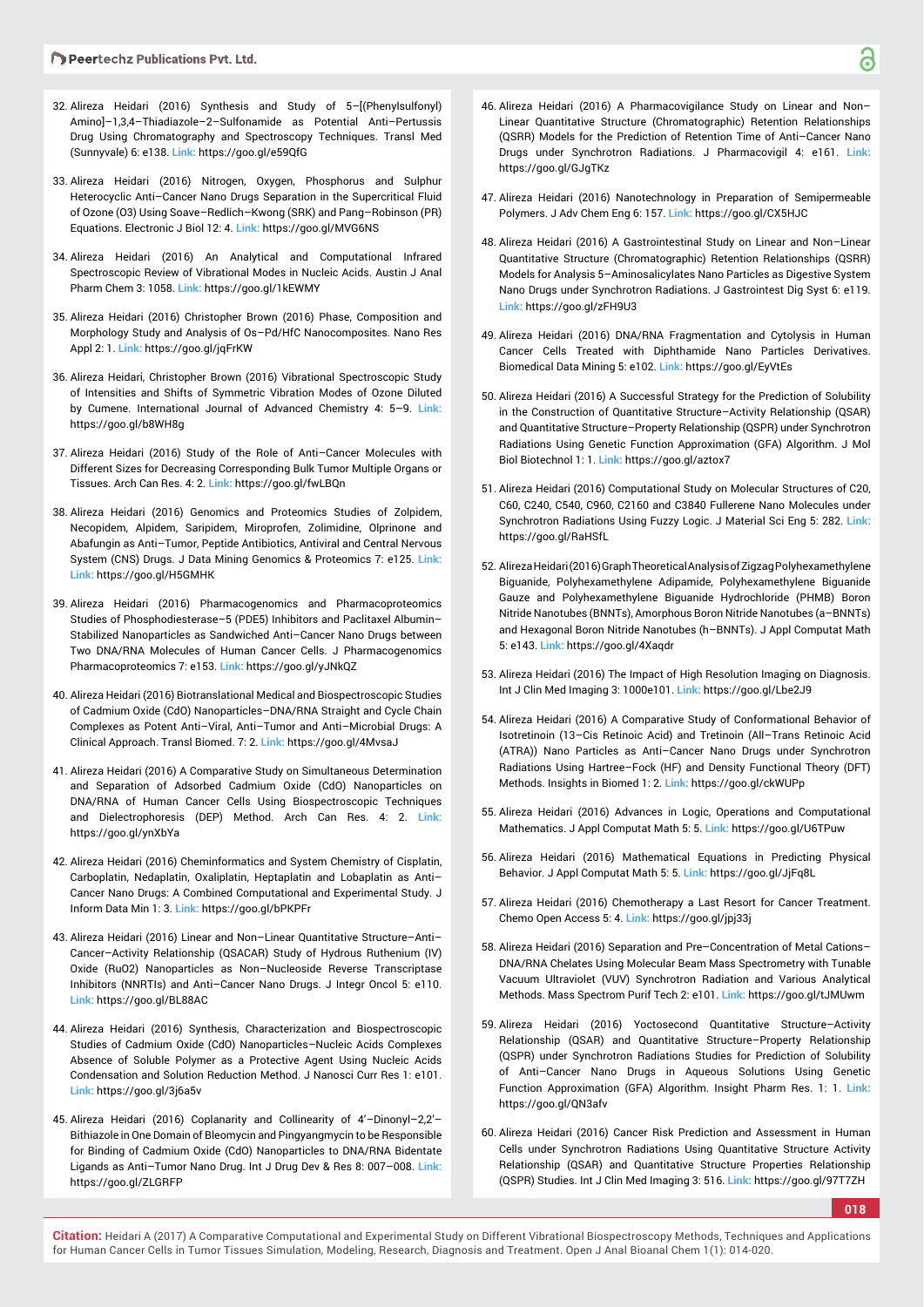32. Alireza Heidari (2016) Synthesis and Study of 5–[(Phenylsulfonyl) Amino]–1,3,4–Thiadiazole–2–Sulfonamide as Potential Anti–Pertussis Drug Using Chromatography and Spectroscopy Techniques. Transl Med (Sunnyvale) 6: e138. **Link:** https://goo.gl/e59QfG

33. Alireza Heidari (2016) Nitrogen, Oxygen, Phosphorus and Sulphur Heterocyclic Anti–Cancer Nano Drugs Separation in the Supercritical Fluid of Ozone (O3) Using Soave–Redlich–Kwong (SRK) and Pang–Robinson (PR) Equations. Electronic J Biol 12: 4. **Link:** https://goo.gl/MVG6NS

34. Alireza Heidari (2016) An Analytical and Computational Infrared Spectroscopic Review of Vibrational Modes in Nucleic Acids. Austin J Anal Pharm Chem 3: 1058. **Link:** https://goo.gl/1kEWMY

35. Alireza Heidari (2016) Christopher Brown (2016) Phase, Composition and Morphology Study and Analysis of Os–Pd/HfC Nanocomposites. Nano Res Appl 2: 1. **Link:** https://goo.gl/jqFrKW

36. Alireza Heidari, Christopher Brown (2016) Vibrational Spectroscopic Study of Intensities and Shifts of Symmetric Vibration Modes of Ozone Diluted by Cumene. International Journal of Advanced Chemistry 4: 5–9. **Link:** https://goo.gl/b8WH8g

37. Alireza Heidari (2016) Study of the Role of Anti–Cancer Molecules with Different Sizes for Decreasing Corresponding Bulk Tumor Multiple Organs or Tissues. Arch Can Res. 4: 2. **Link:** https://goo.gl/fwLBQn

38. Alireza Heidari (2016) Genomics and Proteomics Studies of Zolpidem, Necopidem, Alpidem, Saripidem, Miroprofen, Zolimidine, Olprinone and Abafungin as Anti–Tumor, Peptide Antibiotics, Antiviral and Central Nervous System (CNS) Drugs. J Data Mining Genomics & Proteomics 7: e125. **Link:** **Link:** https://goo.gl/H5GMHK

39. Alireza Heidari (2016) Pharmacogenomics and Pharmacoproteomics Studies of Phosphodiesterase–5 (PDE5) Inhibitors and Paclitaxel Albumin–Stabilized Nanoparticles as Sandwiched Anti–Cancer Nano Drugs between Two DNA/RNA Molecules of Human Cancer Cells. J Pharmacogenomics Pharmacoproteomics 7: e153. **Link:** https://goo.gl/yJNkQZ

40. Alireza Heidari (2016) Biotranslational Medical and Biospectroscopic Studies of Cadmium Oxide (CdO) Nanoparticles–DNA/RNA Straight and Cycle Chain Complexes as Potent Anti–Viral, Anti–Tumor and Anti–Microbial Drugs: A Clinical Approach. Transl Biomed. 7: 2. **Link:** https://goo.gl/4MvsaJ

41. Alireza Heidari (2016) A Comparative Study on Simultaneous Determination and Separation of Adsorbed Cadmium Oxide (CdO) Nanoparticles on DNA/RNA of Human Cancer Cells Using Biospectroscopic Techniques and Dielectrophoresis (DEP) Method. Arch Can Res. 4: 2. **Link:** https://goo.gl/ynXbYa

42. Alireza Heidari (2016) Cheminformatics and System Chemistry of Cisplatin, Carboplatin, Nedaplatin, Oxaliplatin, Heptaplatin and Lobaplatin as Anti–Cancer Nano Drugs: A Combined Computational and Experimental Study. J Inform Data Min 1: 3. **Link:** https://goo.gl/bPKPFr

43. Alireza Heidari (2016) Linear and Non–Linear Quantitative Structure–Anti–Cancer–Activity Relationship (QSACAR) Study of Hydrous Ruthenium (IV) Oxide (RuO2) Nanoparticles as Non–Nucleoside Reverse Transcriptase Inhibitors (NNRTIs) and Anti–Cancer Nano Drugs. J Integr Oncol 5: e110. **Link:** https://goo.gl/BL88AC

44. Alireza Heidari (2016) Synthesis, Characterization and Biospectroscopic Studies of Cadmium Oxide (CdO) Nanoparticles–Nucleic Acids Complexes Absence of Soluble Polymer as a Protective Agent Using Nucleic Acids Condensation and Solution Reduction Method. J Nanosci Curr Res 1: e101. **Link:** https://goo.gl/3j6a5v

45. Alireza Heidari (2016) Coplanarity and Collinearity of 4'–Dinonyl–2,2'–Bithiazole in One Domain of Bleomycin and Pingyangmycin to be Responsible for Binding of Cadmium Oxide (CdO) Nanoparticles to DNA/RNA Bidentate Ligands as Anti–Tumor Nano Drug. Int J Drug Dev & Res 8: 007–008. **Link:** https://goo.gl/ZLGRFP

46. Alireza Heidari (2016) A Pharmacovigilance Study on Linear and Non–Linear Quantitative Structure (Chromatographic) Retention Relationships (QSRR) Models for the Prediction of Retention Time of Anti–Cancer Nano Drugs under Synchrotron Radiations. J Pharmacovigil 4: e161. **Link:** https://goo.gl/GJgTKz

47. Alireza Heidari (2016) Nanotechnology in Preparation of Semipermeable Polymers. J Adv Chem Eng 6: 157. **Link:** https://goo.gl/CX5HJC

48. Alireza Heidari (2016) A Gastrointestinal Study on Linear and Non–Linear Quantitative Structure (Chromatographic) Retention Relationships (QSRR) Models for Analysis 5–Aminosalicylates Nano Particles as Digestive System Nano Drugs under Synchrotron Radiations. J Gastrointest Dig Syst 6: e119. **Link:** https://goo.gl/zFH9U3

49. Alireza Heidari (2016) DNA/RNA Fragmentation and Cytolysis in Human Cancer Cells Treated with Diphthamide Nano Particles Derivatives. Biomedical Data Mining 5: e102. **Link:** https://goo.gl/EyVtEs

50. Alireza Heidari (2016) A Successful Strategy for the Prediction of Solubility in the Construction of Quantitative Structure–Activity Relationship (QSAR) and Quantitative Structure–Property Relationship (QSPR) under Synchrotron Radiations Using Genetic Function Approximation (GFA) Algorithm. J Mol Biol Biotechnol 1: 1. **Link:** https://goo.gl/aztox7

51. Alireza Heidari (2016) Computational Study on Molecular Structures of C20, C60, C240, C540, C960, C2160 and C3840 Fullerene Nano Molecules under Synchrotron Radiations Using Fuzzy Logic. J Material Sci Eng 5: 282. **Link:** https://goo.gl/RaHSfL

52. Alireza Heidari (2016) Graph Theoretical Analysis of Zigzag Polyhexamethylene Biguanide, Polyhexamethylene Adipamide, Polyhexamethylene Biguanide Gauze and Polyhexamethylene Biguanide Hydrochloride (PHMB) Boron Nitride Nanotubes (BNNTs), Amorphous Boron Nitride Nanotubes (a–BNNTs) and Hexagonal Boron Nitride Nanotubes (h–BNNTs). J Appl Computat Math 5: e143. **Link:** https://goo.gl/4Xaqdr

53. Alireza Heidari (2016) The Impact of High Resolution Imaging on Diagnosis. Int J Clin Med Imaging 3: 1000e101. **Link:** https://goo.gl/Lbe2J9

54. Alireza Heidari (2016) A Comparative Study of Conformational Behavior of Isotretinoin (13–Cis Retinoic Acid) and Tretinoin (All–Trans Retinoic Acid (ATRA)) Nano Particles as Anti–Cancer Nano Drugs under Synchrotron Radiations Using Hartree–Fock (HF) and Density Functional Theory (DFT) Methods. Insights in Biomed 1: 2. **Link:** https://goo.gl/ckWUPp

55. Alireza Heidari (2016) Advances in Logic, Operations and Computational Mathematics. J Appl Computat Math 5: 5. **Link:** https://goo.gl/U6TPuw

56. Alireza Heidari (2016) Mathematical Equations in Predicting Physical Behavior. J Appl Computat Math 5: 5. **Link:** https://goo.gl/JjFq8L

57. Alireza Heidari (2016) Chemotherapy a Last Resort for Cancer Treatment. Chemo Open Access 5: 4. **Link:** https://goo.gl/jpj33j

58. Alireza Heidari (2016) Separation and Pre–Concentration of Metal Cations–DNA/RNA Chelates Using Molecular Beam Mass Spectrometry with Tunable Vacuum Ultraviolet (VUV) Synchrotron Radiation and Various Analytical Methods. Mass Spectrom Purif Tech 2: e101. **Link:** https://goo.gl/tJMUwm

59. Alireza Heidari (2016) Yoctosecond Quantitative Structure–Activity Relationship (QSAR) and Quantitative Structure–Property Relationship (QSPR) under Synchrotron Radiations Studies for Prediction of Solubility of Anti–Cancer Nano Drugs in Aqueous Solutions Using Genetic Function Approximation (GFA) Algorithm. Insight Pharm Res. 1: 1. **Link:** https://goo.gl/QN3afv

60. Alireza Heidari (2016) Cancer Risk Prediction and Assessment in Human Cells under Synchrotron Radiations Using Quantitative Structure Activity Relationship (QSAR) and Quantitative Structure Properties Relationship (QSPR) Studies. Int J Clin Med Imaging 3: 516. **Link:** https://goo.gl/97T7ZH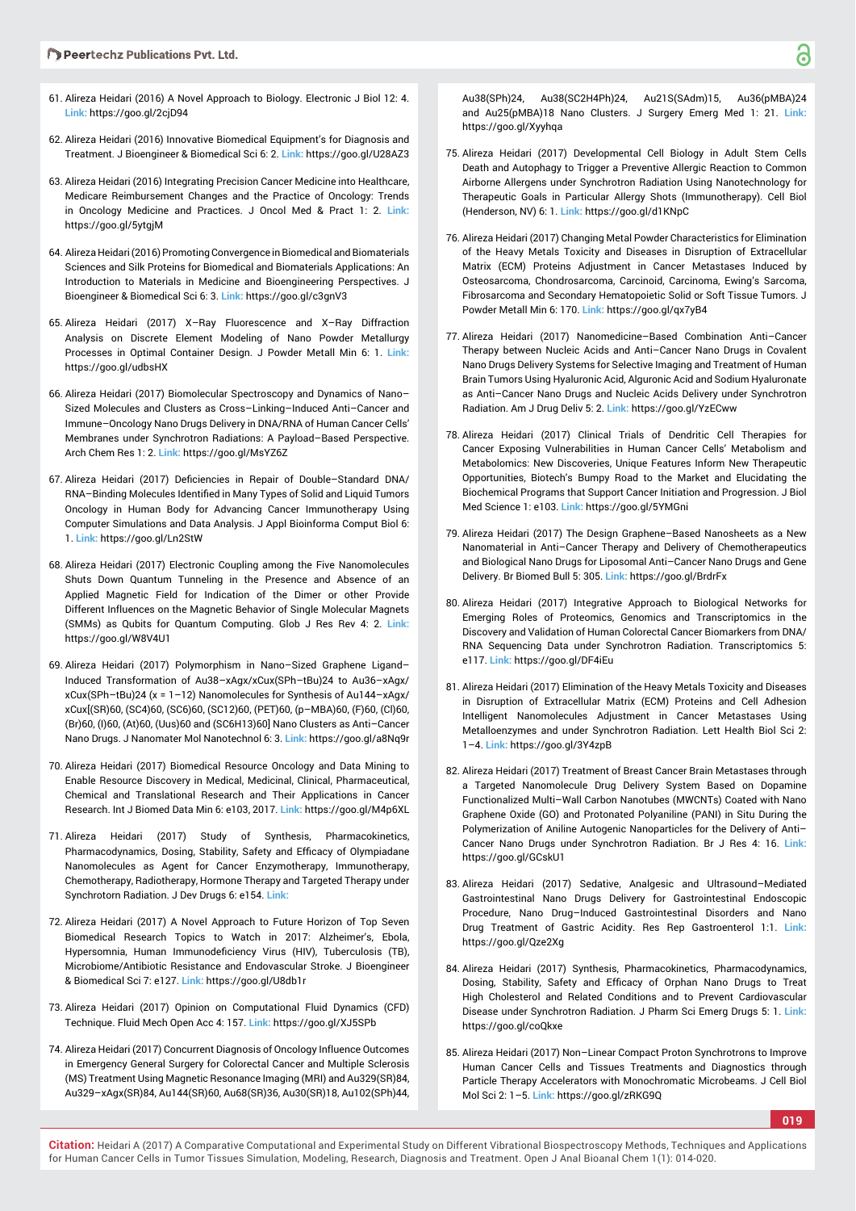61. Alireza Heidari (2016) A Novel Approach to Biology. Electronic J Biol 12: 4. Link: https://goo.gl/2cjD94

62. Alireza Heidari (2016) Innovative Biomedical Equipment's for Diagnosis and Treatment. J Bioengineer & Biomedical Sci 6: 2. Link: https://goo.gl/U28AZ3

63. Alireza Heidari (2016) Integrating Precision Cancer Medicine into Healthcare, Medicare Reimbursement Changes and the Practice of Oncology: Trends in Oncology Medicine and Practices. J Oncol Med & Pract 1: 2. Link: https://goo.gl/5ytgjM

64. Alireza Heidari (2016) Promoting Convergence in Biomedical and Biomaterials Sciences and Silk Proteins for Biomedical and Biomaterials Applications: An Introduction to Materials in Medicine and Bioengineering Perspectives. J Bioengineer & Biomedical Sci 6: 3. Link: https://goo.gl/c3gnV3

65. Alireza Heidari (2017) X–Ray Fluorescence and X–Ray Diffraction Analysis on Discrete Element Modeling of Nano Powder Metallurgy Processes in Optimal Container Design. J Powder Metall Min 6: 1. Link: https://goo.gl/udbsHX

66. Alireza Heidari (2017) Biomolecular Spectroscopy and Dynamics of Nano–Sized Molecules and Clusters as Cross–Linking–Induced Anti–Cancer and Immune–Oncology Nano Drugs Delivery in DNA/RNA of Human Cancer Cells' Membranes under Synchrotron Radiations: A Payload–Based Perspective. Arch Chem Res 1: 2. Link: https://goo.gl/MsYZ6Z

67. Alireza Heidari (2017) Deficiencies in Repair of Double–Standard DNA/RNA–Binding Molecules Identified in Many Types of Solid and Liquid Tumors Oncology in Human Body for Advancing Cancer Immunotherapy Using Computer Simulations and Data Analysis. J Appl Bioinforma Comput Biol 6: 1. Link: https://goo.gl/Ln2StW

68. Alireza Heidari (2017) Electronic Coupling among the Five Nanomolecules Shuts Down Quantum Tunneling in the Presence and Absence of an Applied Magnetic Field for Indication of the Dimer or other Provide Different Influences on the Magnetic Behavior of Single Molecular Magnets (SMMs) as Qubits for Quantum Computing. Glob J Res Rev 4: 2. Link: https://goo.gl/W8V4U1

69. Alireza Heidari (2017) Polymorphism in Nano–Sized Graphene Ligand–Induced Transformation of Au38–xAgx/xCux(SPh–tBu)24 to Au36–xAgx/xCux(SPh–tBu)24 (x = 1–12) Nanomolecules for Synthesis of Au144–xAgx/xCux[(SR)60, (SC4)60, (SC6)60, (SC12)60, (PET)60, (p–MBA)60, (F)60, (Cl)60, (Br)60, (I)60, (At)60, (Uus)60 and (SC6H13)60] Nano Clusters as Anti–Cancer Nano Drugs. J Nanomater Mol Nanotechnol 6: 3. Link: https://goo.gl/a8Nq9r

70. Alireza Heidari (2017) Biomedical Resource Oncology and Data Mining to Enable Resource Discovery in Medical, Medicinal, Clinical, Pharmaceutical, Chemical and Translational Research and Their Applications in Cancer Research. Int J Biomed Data Min 6: e103, 2017. Link: https://goo.gl/M4p6XL

71. Alireza Heidari (2017) Study of Synthesis, Pharmacokinetics, Pharmacodynamics, Dosing, Stability, Safety and Efficacy of Olympiadane Nanomolecules as Agent for Cancer Enzymotherapy, Immunotherapy, Chemotherapy, Radiotherapy, Hormone Therapy and Targeted Therapy under Synchrotorn Radiation. J Dev Drugs 6: e154. Link:

72. Alireza Heidari (2017) A Novel Approach to Future Horizon of Top Seven Biomedical Research Topics to Watch in 2017: Alzheimer's, Ebola, Hypersomnia, Human Immunodeficiency Virus (HIV), Tuberculosis (TB), Microbiome/Antibiotic Resistance and Endovascular Stroke. J Bioengineer & Biomedical Sci 7: e127. Link: https://goo.gl/U8db1r

73. Alireza Heidari (2017) Opinion on Computational Fluid Dynamics (CFD) Technique. Fluid Mech Open Acc 4: 157. Link: https://goo.gl/XJ5SPb

74. Alireza Heidari (2017) Concurrent Diagnosis of Oncology Influence Outcomes in Emergency General Surgery for Colorectal Cancer and Multiple Sclerosis (MS) Treatment Using Magnetic Resonance Imaging (MRI) and Au329(SR)84, Au329–xAgx(SR)84, Au144(SR)60, Au68(SR)36, Au30(SR)18, Au102(SPh)44, Au38(SPh)24, Au38(SC2H4Ph)24, Au21S(SAdm)15, Au36(pMBA)24 and Au25(pMBA)18 Nano Clusters. J Surgery Emerg Med 1: 21. Link: https://goo.gl/Xyyhqa

75. Alireza Heidari (2017) Developmental Cell Biology in Adult Stem Cells Death and Autophagy to Trigger a Preventive Allergic Reaction to Common Airborne Allergens under Synchrotron Radiation Using Nanotechnology for Therapeutic Goals in Particular Allergy Shots (Immunotherapy). Cell Biol (Henderson, NV) 6: 1. Link: https://goo.gl/d1KNpC

76. Alireza Heidari (2017) Changing Metal Powder Characteristics for Elimination of the Heavy Metals Toxicity and Diseases in Disruption of Extracellular Matrix (ECM) Proteins Adjustment in Cancer Metastases Induced by Osteosarcoma, Chondrosarcoma, Carcinoid, Carcinoma, Ewing's Sarcoma, Fibrosarcoma and Secondary Hematopoietic Solid or Soft Tissue Tumors. J Powder Metall Min 6: 170. Link: https://goo.gl/qx7yB4

77. Alireza Heidari (2017) Nanomedicine–Based Combination Anti–Cancer Therapy between Nucleic Acids and Anti–Cancer Nano Drugs in Covalent Nano Drugs Delivery Systems for Selective Imaging and Treatment of Human Brain Tumors Using Hyaluronic Acid, Alguronic Acid and Sodium Hyaluronate as Anti–Cancer Nano Drugs and Nucleic Acids Delivery under Synchrotron Radiation. Am J Drug Deliv 5: 2. Link: https://goo.gl/YzECww

78. Alireza Heidari (2017) Clinical Trials of Dendritic Cell Therapies for Cancer Exposing Vulnerabilities in Human Cancer Cells' Metabolism and Metabolomics: New Discoveries, Unique Features Inform New Therapeutic Opportunities, Biotech's Bumpy Road to the Market and Elucidating the Biochemical Programs that Support Cancer Initiation and Progression. J Biol Med Science 1: e103. Link: https://goo.gl/5YMGni

79. Alireza Heidari (2017) The Design Graphene–Based Nanosheets as a New Nanomaterial in Anti–Cancer Therapy and Delivery of Chemotherapeutics and Biological Nano Drugs for Liposomal Anti–Cancer Nano Drugs and Gene Delivery. Br Biomed Bull 5: 305. Link: https://goo.gl/BrdrFx

80. Alireza Heidari (2017) Integrative Approach to Biological Networks for Emerging Roles of Proteomics, Genomics and Transcriptomics in the Discovery and Validation of Human Colorectal Cancer Biomarkers from DNA/RNA Sequencing Data under Synchrotron Radiation. Transcriptomics 5: e117. Link: https://goo.gl/DF4iEu

81. Alireza Heidari (2017) Elimination of the Heavy Metals Toxicity and Diseases in Disruption of Extracellular Matrix (ECM) Proteins and Cell Adhesion Intelligent Nanomolecules Adjustment in Cancer Metastases Using Metalloenzymes and under Synchrotron Radiation. Lett Health Biol Sci 2: 1–4. Link: https://goo.gl/3Y4zpB

82. Alireza Heidari (2017) Treatment of Breast Cancer Brain Metastases through a Targeted Nanomolecule Drug Delivery System Based on Dopamine Functionalized Multi–Wall Carbon Nanotubes (MWCNTs) Coated with Nano Graphene Oxide (GO) and Protonated Polyaniline (PANI) in Situ During the Polymerization of Aniline Autogenic Nanoparticles for the Delivery of Anti–Cancer Nano Drugs under Synchrotron Radiation. Br J Res 4: 16. Link: https://goo.gl/GCskU1

83. Alireza Heidari (2017) Sedative, Analgesic and Ultrasound–Mediated Gastrointestinal Nano Drugs Delivery for Gastrointestinal Endoscopic Procedure, Nano Drug–Induced Gastrointestinal Disorders and Nano Drug Treatment of Gastric Acidity. Res Rep Gastroenterol 1:1. Link: https://goo.gl/Qze2Xg

84. Alireza Heidari (2017) Synthesis, Pharmacokinetics, Pharmacodynamics, Dosing, Stability, Safety and Efficacy of Orphan Nano Drugs to Treat High Cholesterol and Related Conditions and to Prevent Cardiovascular Disease under Synchrotron Radiation. J Pharm Sci Emerg Drugs 5: 1. Link: https://goo.gl/coQkxe

85. Alireza Heidari (2017) Non–Linear Compact Proton Synchrotrons to Improve Human Cancer Cells and Tissues Treatments and Diagnostics through Particle Therapy Accelerators with Monochromatic Microbeams. J Cell Biol Mol Sci 2: 1–5. Link: https://goo.gl/zRKG9Q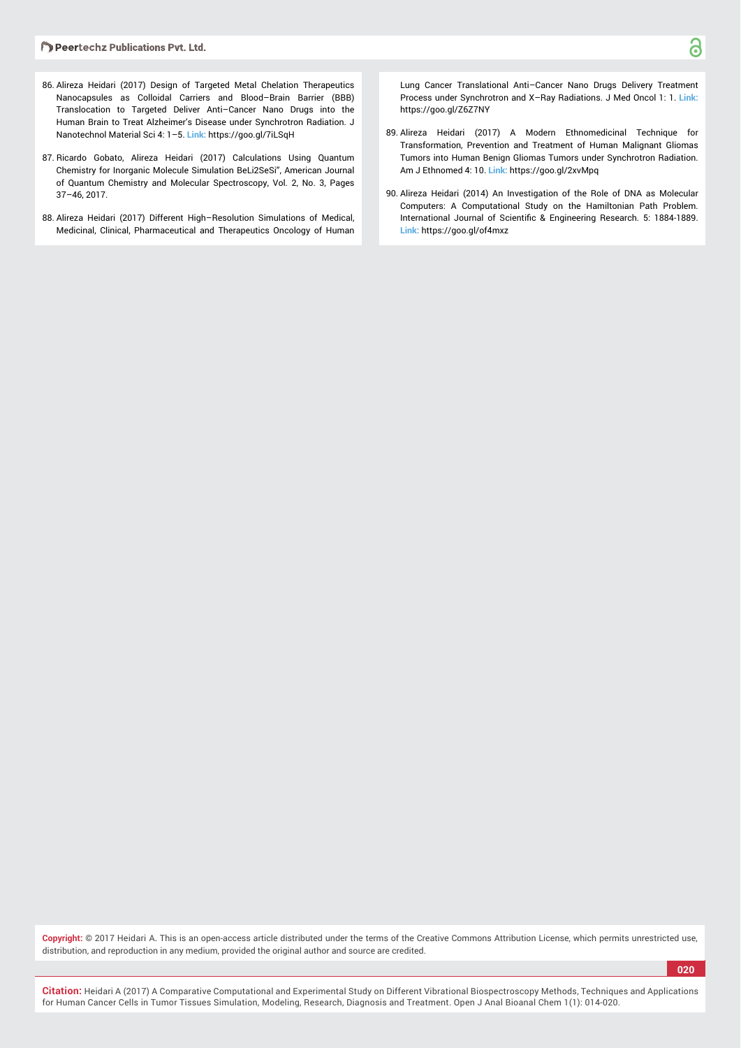86. Alireza Heidari (2017) Design of Targeted Metal Chelation Therapeutics Nanocapsules as Colloidal Carriers and Blood–Brain Barrier (BBB) Translocation to Targeted Deliver Anti–Cancer Nano Drugs into the Human Brain to Treat Alzheimer's Disease under Synchrotron Radiation. J Nanotechnol Material Sci 4: 1–5. **Link:** https://goo.gl/7iLSqH

87. Ricardo Gobato, Alireza Heidari (2017) Calculations Using Quantum Chemistry for Inorganic Molecule Simulation BeLi2SeSi", American Journal of Quantum Chemistry and Molecular Spectroscopy, Vol. 2, No. 3, Pages 37–46, 2017.

88. Alireza Heidari (2017) Different High–Resolution Simulations of Medical, Medicinal, Clinical, Pharmaceutical and Therapeutics Oncology of Human Lung Cancer Translational Anti–Cancer Nano Drugs Delivery Treatment Process under Synchrotron and X–Ray Radiations. J Med Oncol 1: 1. **Link:** https://goo.gl/Z6Z7NY

89. Alireza Heidari (2017) A Modern Ethnomedicinal Technique for Transformation, Prevention and Treatment of Human Malignant Gliomas Tumors into Human Benign Gliomas Tumors under Synchrotron Radiation. Am J Ethnomed 4: 10. **Link:** https://goo.gl/2xvMpq

90. Alireza Heidari (2014) An Investigation of the Role of DNA as Molecular Computers: A Computational Study on the Hamiltonian Path Problem. International Journal of Scientific & Engineering Research. 5: 1884-1889. **Link:** https://goo.gl/of4mxz

**Copyright:** © 2017 Heidari A. This is an open-access article distributed under the terms of the Creative Commons Attribution License, which permits unrestricted use, distribution, and reproduction in any medium, provided the original author and source are credited.